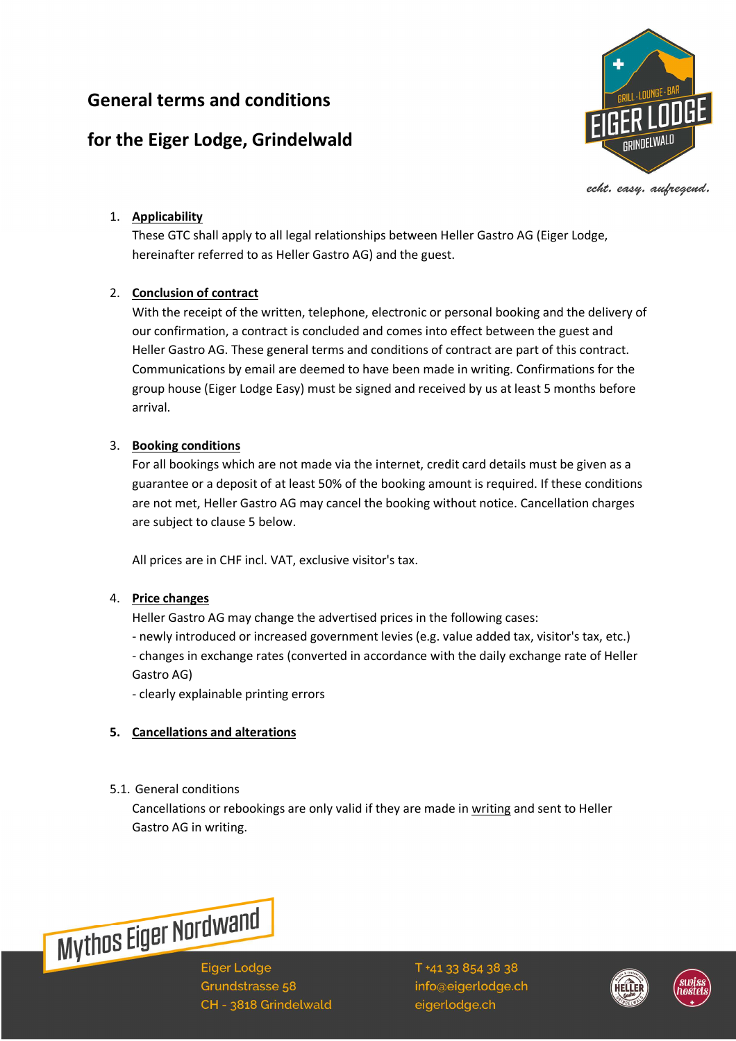# General terms and conditions

# for the Eiger Lodge, Grindelwald

1. **Applicability**
   These GTC shall apply to all legal relationships between Heller Gastro AG (Eiger Lodge, hereinafter referred to as Heller Gastro AG) and the guest.

2. **Conclusion of contract**
   With the receipt of the written, telephone, electronic or personal booking and the delivery of our confirmation, a contract is concluded and comes into effect between the guest and Heller Gastro AG. These general terms and conditions of contract are part of this contract. Communications by email are deemed to have been made in writing. Confirmations for the group house (Eiger Lodge Easy) must be signed and received by us at least 5 months before arrival.

3. **Booking conditions**
   For all bookings which are not made via the internet, credit card details must be given as a guarantee or a deposit of at least 50% of the booking amount is required. If these conditions are not met, Heller Gastro AG may cancel the booking without notice. Cancellation charges are subject to clause 5 below.

   All prices are in CHF incl. VAT, exclusive visitor's tax.

4. **Price changes**
   Heller Gastro AG may change the advertised prices in the following cases:
   - newly introduced or increased government levies (e.g. value added tax, visitor's tax, etc.)
   - changes in exchange rates (converted in accordance with the daily exchange rate of Heller Gastro AG)
   - clearly explainable printing errors

5. **Cancellations and alterations**

5.1. General conditions
Cancellations or rebookings are only valid if they are made in writing and sent to Heller Gastro AG in writing.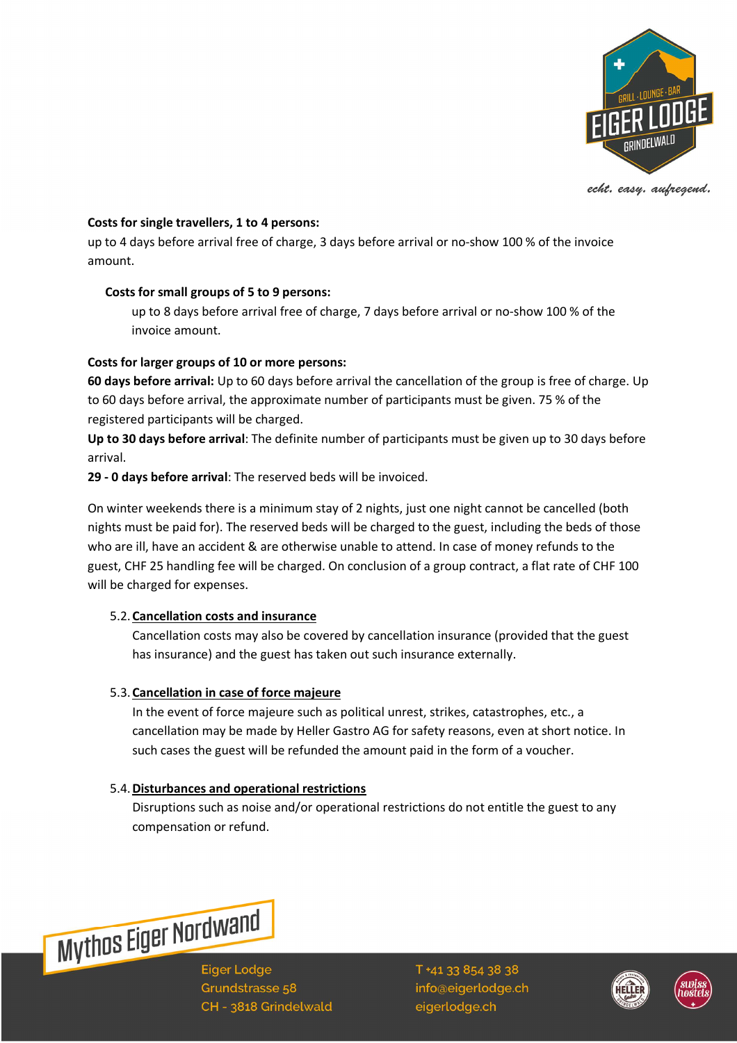**Costs for single travellers, 1 to 4 persons:**
up to 4 days before arrival free of charge, 3 days before arrival or no-show 100 % of the invoice amount.

**Costs for small groups of 5 to 9 persons:**
up to 8 days before arrival free of charge, 7 days before arrival or no-show 100 % of the invoice amount.

**Costs for larger groups of 10 or more persons:**
**60 days before arrival:** Up to 60 days before arrival the cancellation of the group is free of charge. Up to 60 days before arrival, the approximate number of participants must be given. 75 % of the registered participants will be charged.
**Up to 30 days before arrival**: The definite number of participants must be given up to 30 days before arrival.
**29 - 0 days before arrival**: The reserved beds will be invoiced.

On winter weekends there is a minimum stay of 2 nights, just one night cannot be cancelled (both nights must be paid for). The reserved beds will be charged to the guest, including the beds of those who are ill, have an accident & are otherwise unable to attend. In case of money refunds to the guest, CHF 25 handling fee will be charged. On conclusion of a group contract, a flat rate of CHF 100 will be charged for expenses.

### 5.2. Cancellation costs and insurance

Cancellation costs may also be covered by cancellation insurance (provided that the guest has insurance) and the guest has taken out such insurance externally.

### 5.3. Cancellation in case of force majeure

In the event of force majeure such as political unrest, strikes, catastrophes, etc., a cancellation may be made by Heller Gastro AG for safety reasons, even at short notice. In such cases the guest will be refunded the amount paid in the form of a voucher.

### 5.4. Disturbances and operational restrictions

Disruptions such as noise and/or operational restrictions do not entitle the guest to any compensation or refund.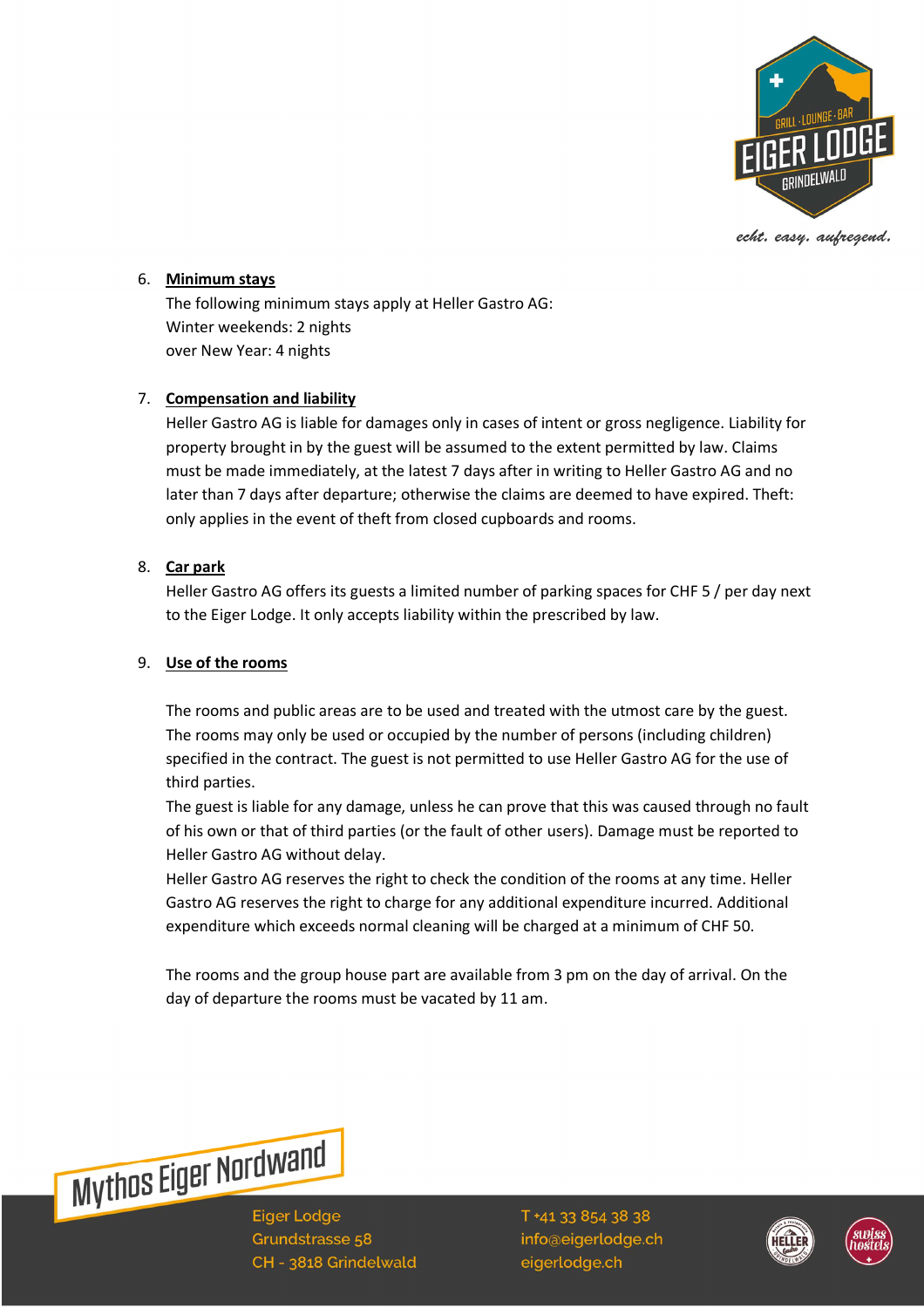6. **Minimum stays**

   The following minimum stays apply at Heller Gastro AG:
   Winter weekends: 2 nights
   over New Year: 4 nights

7. **Compensation and liability**

   Heller Gastro AG is liable for damages only in cases of intent or gross negligence. Liability for property brought in by the guest will be assumed to the extent permitted by law. Claims must be made immediately, at the latest 7 days after in writing to Heller Gastro AG and no later than 7 days after departure; otherwise the claims are deemed to have expired. Theft: only applies in the event of theft from closed cupboards and rooms.

8. **Car park**

   Heller Gastro AG offers its guests a limited number of parking spaces for CHF 5 / per day next to the Eiger Lodge. It only accepts liability within the prescribed by law.

9. **Use of the rooms**

   The rooms and public areas are to be used and treated with the utmost care by the guest. The rooms may only be used or occupied by the number of persons (including children) specified in the contract. The guest is not permitted to use Heller Gastro AG for the use of third parties.
   The guest is liable for any damage, unless he can prove that this was caused through no fault of his own or that of third parties (or the fault of other users). Damage must be reported to Heller Gastro AG without delay.
   Heller Gastro AG reserves the right to check the condition of the rooms at any time. Heller Gastro AG reserves the right to charge for any additional expenditure incurred. Additional expenditure which exceeds normal cleaning will be charged at a minimum of CHF 50.

   The rooms and the group house part are available from 3 pm on the day of arrival. On the day of departure the rooms must be vacated by 11 am.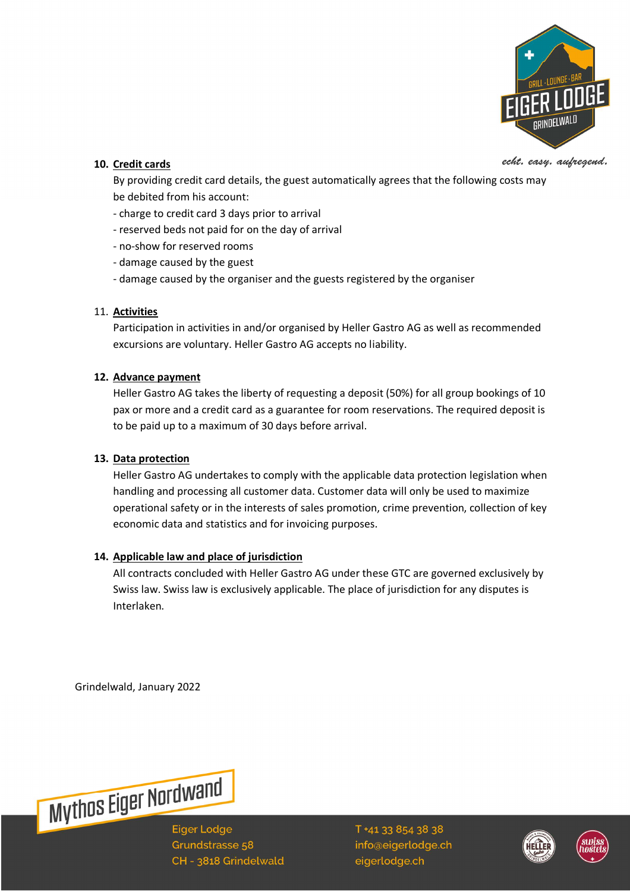## 10. Credit cards

By providing credit card details, the guest automatically agrees that the following costs may be debited from his account:

- charge to credit card 3 days prior to arrival
- reserved beds not paid for on the day of arrival
- no-show for reserved rooms
- damage caused by the guest
- damage caused by the organiser and the guests registered by the organiser

## 11. Activities

Participation in activities in and/or organised by Heller Gastro AG as well as recommended excursions are voluntary. Heller Gastro AG accepts no liability.

## 12. Advance payment

Heller Gastro AG takes the liberty of requesting a deposit (50%) for all group bookings of 10 pax or more and a credit card as a guarantee for room reservations. The required deposit is to be paid up to a maximum of 30 days before arrival.

## 13. Data protection

Heller Gastro AG undertakes to comply with the applicable data protection legislation when handling and processing all customer data. Customer data will only be used to maximize operational safety or in the interests of sales promotion, crime prevention, collection of key economic data and statistics and for invoicing purposes.

## 14. Applicable law and place of jurisdiction

All contracts concluded with Heller Gastro AG under these GTC are governed exclusively by Swiss law. Swiss law is exclusively applicable. The place of jurisdiction for any disputes is Interlaken.

Grindelwald, January 2022